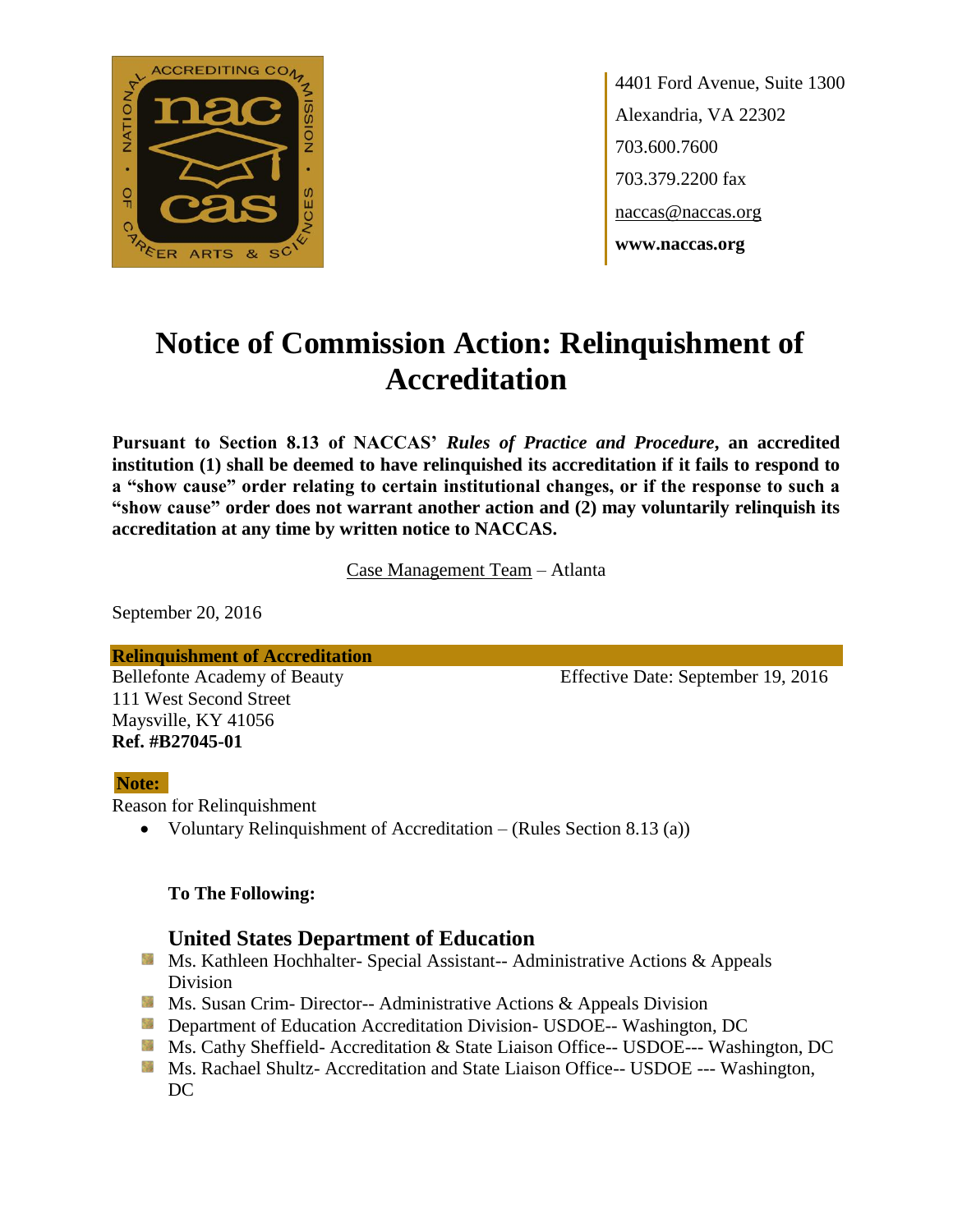4401 Ford Avenue, Suite 1300
Alexandria, VA 22302
703.600.7600
703.379.2200 fax
naccas@naccas.org
**www.naccas.org**

# Notice of Commission Action: Relinquishment of Accreditation

**Pursuant to Section 8.13 of NACCAS' *Rules of Practice and Procedure*, an accredited institution (1) shall be deemed to have relinquished its accreditation if it fails to respond to a "show cause" order relating to certain institutional changes, or if the response to such a "show cause" order does not warrant another action and (2) may voluntarily relinquish its accreditation at any time by written notice to NACCAS.**

Case Management Team – Atlanta

September 20, 2016

**Relinquishment of Accreditation**

Bellefonte Academy of Beauty
111 West Second Street
Maysville, KY 41056
**Ref. #B27045-01**

Effective Date: September 19, 2016

**Note:**

Reason for Relinquishment

- Voluntary Relinquishment of Accreditation – (Rules Section 8.13 (a))

**To The Following:**

### United States Department of Education

- Ms. Kathleen Hochhalter- Special Assistant-- Administrative Actions & Appeals Division
- Ms. Susan Crim- Director-- Administrative Actions & Appeals Division
- Department of Education Accreditation Division- USDOE-- Washington, DC
- Ms. Cathy Sheffield- Accreditation & State Liaison Office-- USDOE--- Washington, DC
- Ms. Rachael Shultz- Accreditation and State Liaison Office-- USDOE --- Washington, DC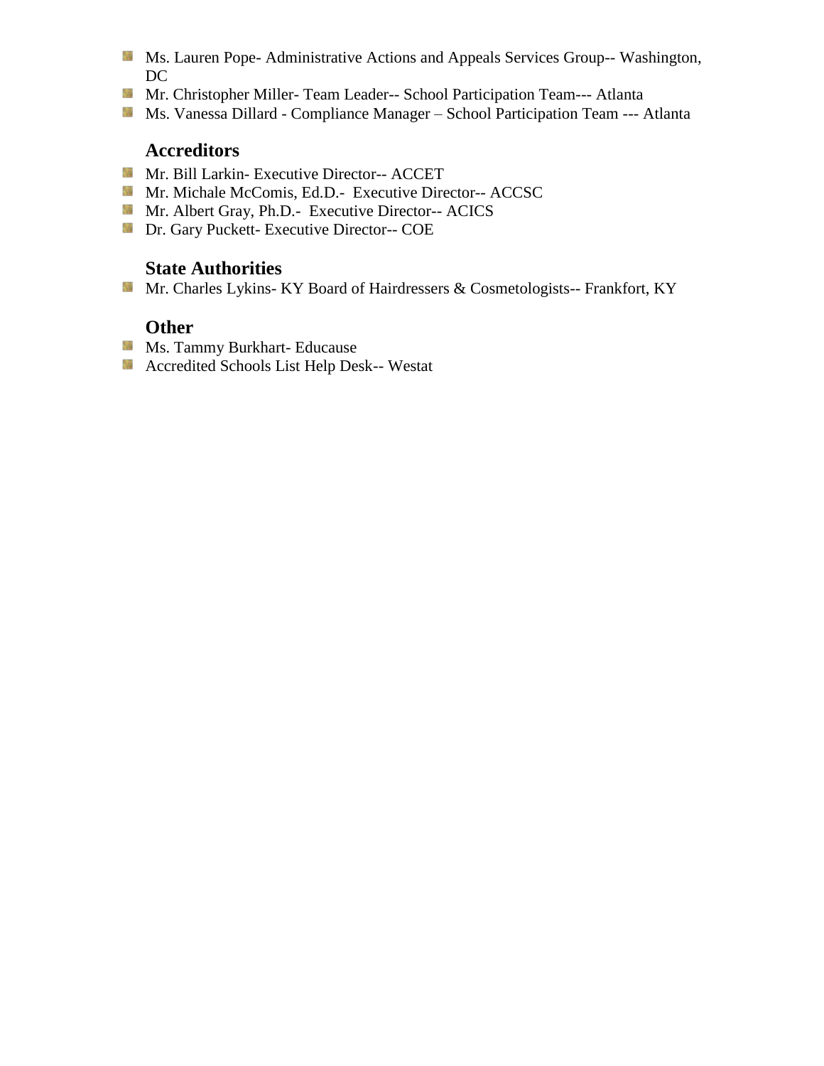- Ms. Lauren Pope- Administrative Actions and Appeals Services Group-- Washington, DC
- Mr. Christopher Miller- Team Leader-- School Participation Team--- Atlanta
- Ms. Vanessa Dillard - Compliance Manager – School Participation Team --- Atlanta

### Accreditors

- Mr. Bill Larkin- Executive Director-- ACCET
- Mr. Michale McComis, Ed.D.- Executive Director-- ACCSC
- Mr. Albert Gray, Ph.D.- Executive Director-- ACICS
- Dr. Gary Puckett- Executive Director-- COE

### State Authorities

- Mr. Charles Lykins- KY Board of Hairdressers & Cosmetologists-- Frankfort, KY

### Other

- Ms. Tammy Burkhart- Educause
- Accredited Schools List Help Desk-- Westat